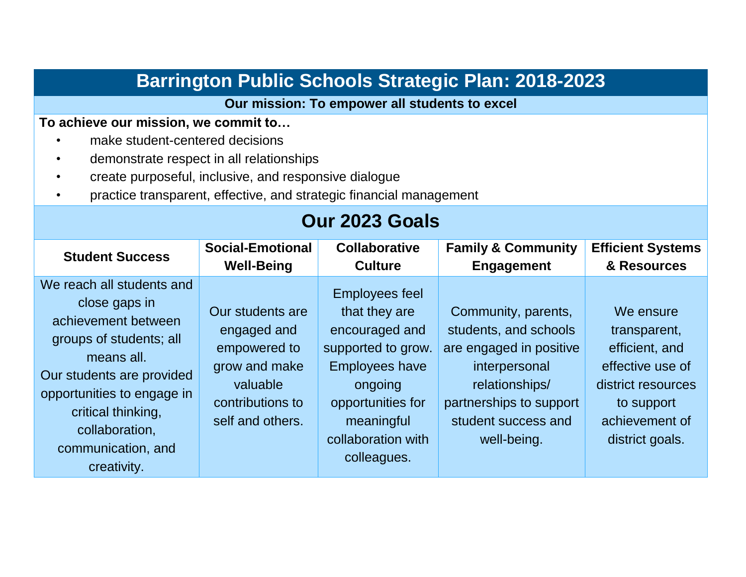# Barrington Public Schools Strategic Plan: 2018-2023

**Our mission: To empower all students to excel**

**To achieve our mission, we commit to…**

- make student-centered decisions
- demonstrate respect in all relationships
- create purposeful, inclusive, and responsive dialogue
- practice transparent, effective, and strategic financial management

## Our 2023 Goals

| Student Success | Social-Emotional Well-Being | Collaborative Culture | Family & Community Engagement | Efficient Systems & Resources |
|---|---|---|---|---|
| We reach all students and close gaps in achievement between groups of students; all means all. Our students are provided opportunities to engage in critical thinking, collaboration, communication, and creativity. | Our students are engaged and empowered to grow and make valuable contributions to self and others. | Employees feel that they are encouraged and supported to grow. Employees have ongoing opportunities for meaningful collaboration with colleagues. | Community, parents, students, and schools are engaged in positive interpersonal relationships/ partnerships to support student success and well-being. | We ensure transparent, efficient, and effective use of district resources to support achievement of district goals. |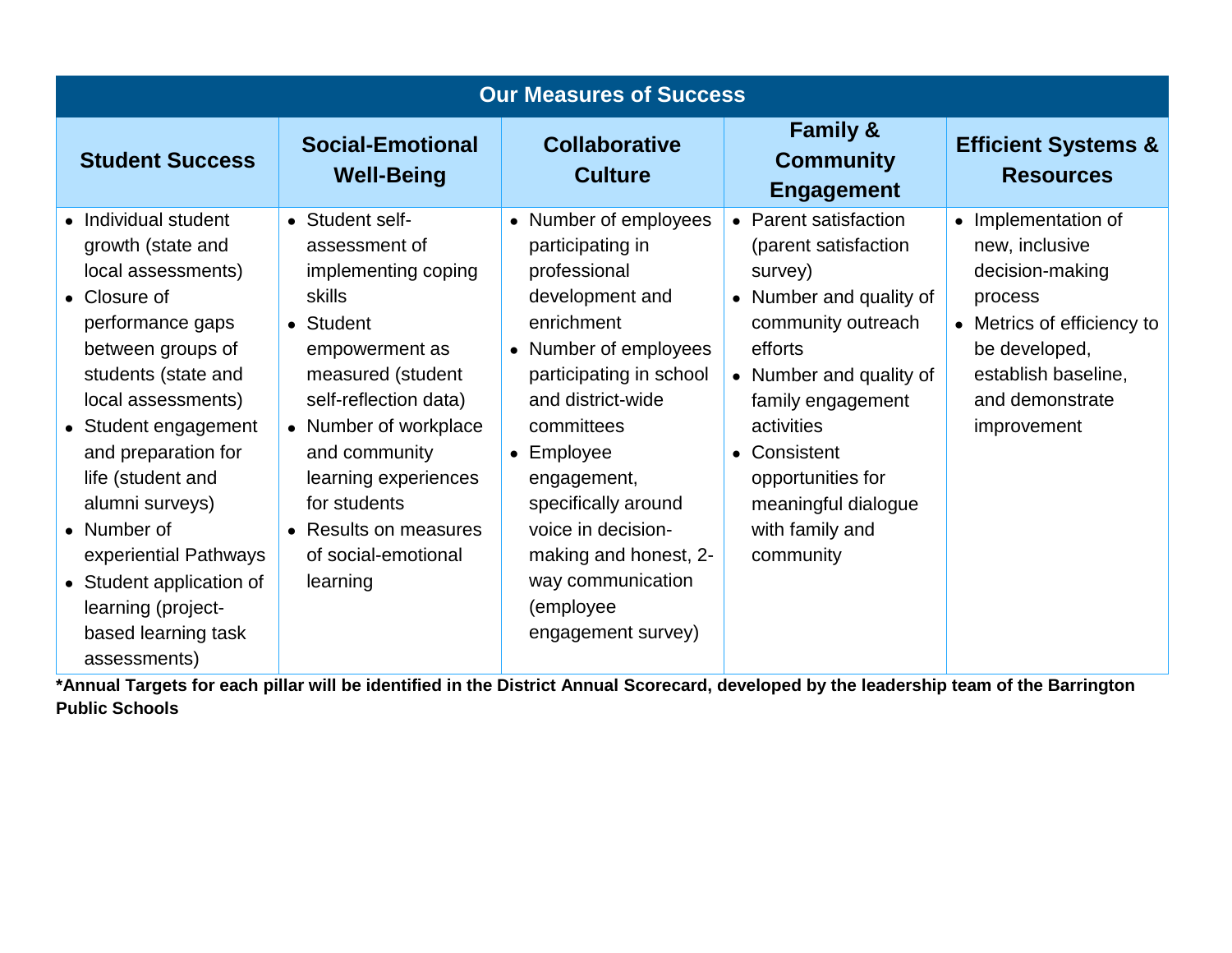| Our Measures of Success | | | | |
|---|---|---|---|---|
| **Student Success** | **Social-Emotional Well-Being** | **Collaborative Culture** | **Family & Community Engagement** | **Efficient Systems & Resources** |
| • Individual student growth (state and local assessments)<br>• Closure of performance gaps between groups of students (state and local assessments)<br>• Student engagement and preparation for life (student and alumni surveys)<br>• Number of experiential Pathways<br>• Student application of learning (project-based learning task assessments) | • Student self-assessment of implementing coping skills<br>• Student empowerment as measured (student self-reflection data)<br>• Number of workplace and community learning experiences for students<br>• Results on measures of social-emotional learning | • Number of employees participating in professional development and enrichment<br>• Number of employees participating in school and district-wide committees<br>• Employee engagement, specifically around voice in decision-making and honest, 2-way communication (employee engagement survey) | • Parent satisfaction (parent satisfaction survey)<br>• Number and quality of community outreach efforts<br>• Number and quality of family engagement activities<br>• Consistent opportunities for meaningful dialogue with family and community | • Implementation of new, inclusive decision-making process<br>• Metrics of efficiency to be developed, establish baseline, and demonstrate improvement |

**\*Annual Targets for each pillar will be identified in the District Annual Scorecard, developed by the leadership team of the Barrington Public Schools**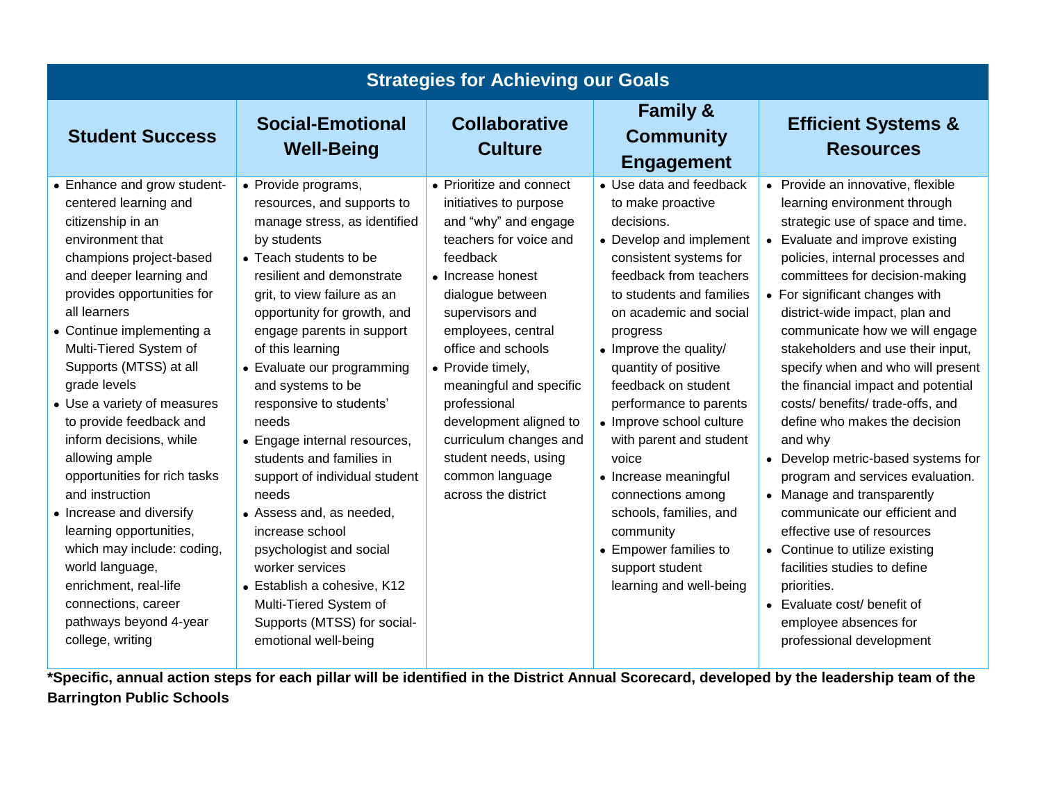## Strategies for Achieving our Goals

| Student Success | Social-Emotional Well-Being | Collaborative Culture | Family & Community Engagement | Efficient Systems & Resources |
|---|---|---|---|---|
| • Enhance and grow student-centered learning and citizenship in an environment that champions project-based and deeper learning and provides opportunities for all learners<br>• Continue implementing a Multi-Tiered System of Supports (MTSS) at all grade levels<br>• Use a variety of measures to provide feedback and inform decisions, while allowing ample opportunities for rich tasks and instruction<br>• Increase and diversify learning opportunities, which may include: coding, world language, enrichment, real-life connections, career pathways beyond 4-year college, writing | • Provide programs, resources, and supports to manage stress, as identified by students<br>• Teach students to be resilient and demonstrate grit, to view failure as an opportunity for growth, and engage parents in support of this learning<br>• Evaluate our programming and systems to be responsive to students' needs<br>• Engage internal resources, students and families in support of individual student needs<br>• Assess and, as needed, increase school psychologist and social worker services<br>• Establish a cohesive, K12 Multi-Tiered System of Supports (MTSS) for social-emotional well-being | • Prioritize and connect initiatives to purpose and "why" and engage teachers for voice and feedback<br>• Increase honest dialogue between supervisors and employees, central office and schools<br>• Provide timely, meaningful and specific professional development aligned to curriculum changes and student needs, using common language across the district | • Use data and feedback to make proactive decisions.<br>• Develop and implement consistent systems for feedback from teachers to students and families on academic and social progress<br>• Improve the quality/ quantity of positive feedback on student performance to parents<br>• Improve school culture with parent and student voice<br>• Increase meaningful connections among schools, families, and community<br>• Empower families to support student learning and well-being | • Provide an innovative, flexible learning environment through strategic use of space and time.<br>• Evaluate and improve existing policies, internal processes and committees for decision-making<br>• For significant changes with district-wide impact, plan and communicate how we will engage stakeholders and use their input, specify when and who will present the financial impact and potential costs/ benefits/ trade-offs, and define who makes the decision and why<br>• Develop metric-based systems for program and services evaluation.<br>• Manage and transparently communicate our efficient and effective use of resources<br>• Continue to utilize existing facilities studies to define priorities.<br>• Evaluate cost/ benefit of employee absences for professional development |

**\*Specific, annual action steps for each pillar will be identified in the District Annual Scorecard, developed by the leadership team of the Barrington Public Schools**